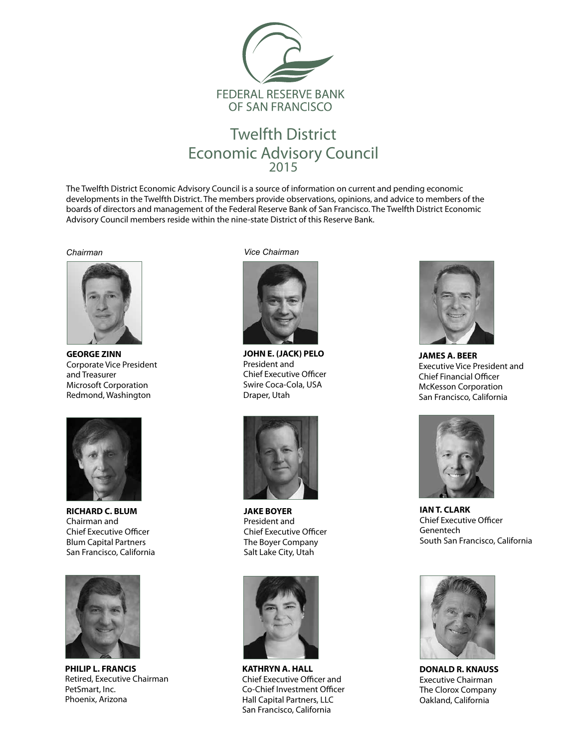FEDERAL RESERVE BANK OF SAN FRANCISCO

# Twelfth District Economic Advisory Council 2015

The Twelfth District Economic Advisory Council is a source of information on current and pending economic developments in the Twelfth District. The members provide observations, opinions, and advice to members of the boards of directors and management of the Federal Reserve Bank of San Francisco. The Twelfth District Economic Advisory Council members reside within the nine-state District of this Reserve Bank.

*Chairman*

**GEORGE ZINN**
Corporate Vice President and Treasurer
Microsoft Corporation
Redmond, Washington

*Vice Chairman*

**JOHN E. (JACK) PELO**
President and Chief Executive Officer
Swire Coca-Cola, USA
Draper, Utah

**JAMES A. BEER**
Executive Vice President and Chief Financial Officer
McKesson Corporation
San Francisco, California

**RICHARD C. BLUM**
Chairman and Chief Executive Officer
Blum Capital Partners
San Francisco, California

**JAKE BOYER**
President and Chief Executive Officer
The Boyer Company
Salt Lake City, Utah

**IAN T. CLARK**
Chief Executive Officer
Genentech
South San Francisco, California

**PHILIP L. FRANCIS**
Retired, Executive Chairman
PetSmart, Inc.
Phoenix, Arizona

**KATHRYN A. HALL**
Chief Executive Officer and Co-Chief Investment Officer
Hall Capital Partners, LLC
San Francisco, California

**DONALD R. KNAUSS**
Executive Chairman
The Clorox Company
Oakland, California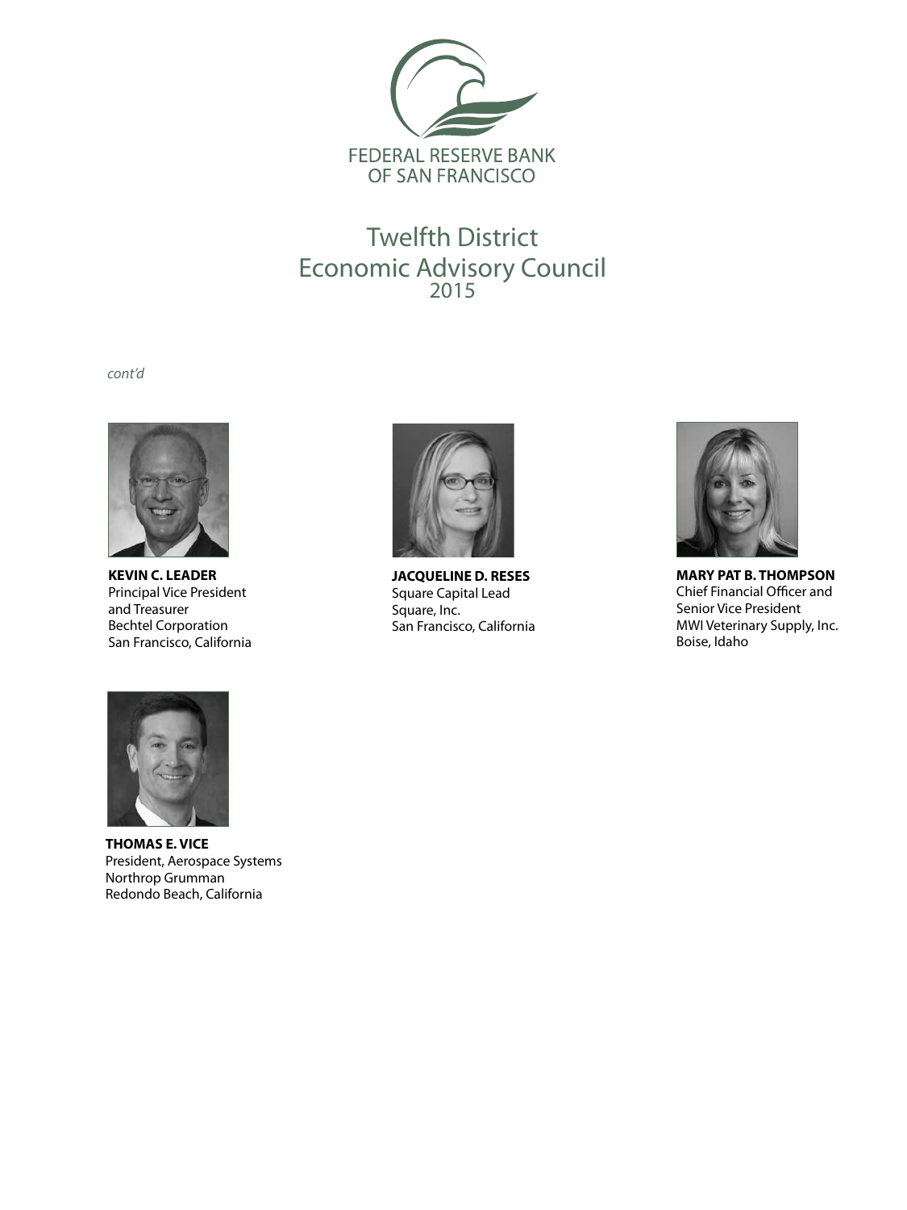FEDERAL RESERVE BANK
OF SAN FRANCISCO

# Twelfth District Economic Advisory Council 2015

*cont'd*

**KEVIN C. LEADER**
Principal Vice President
and Treasurer
Bechtel Corporation
San Francisco, California

**JACQUELINE D. RESES**
Square Capital Lead
Square, Inc.
San Francisco, California

**MARY PAT B. THOMPSON**
Chief Financial Officer and
Senior Vice President
MWI Veterinary Supply, Inc.
Boise, Idaho

**THOMAS E. VICE**
President, Aerospace Systems
Northrop Grumman
Redondo Beach, California